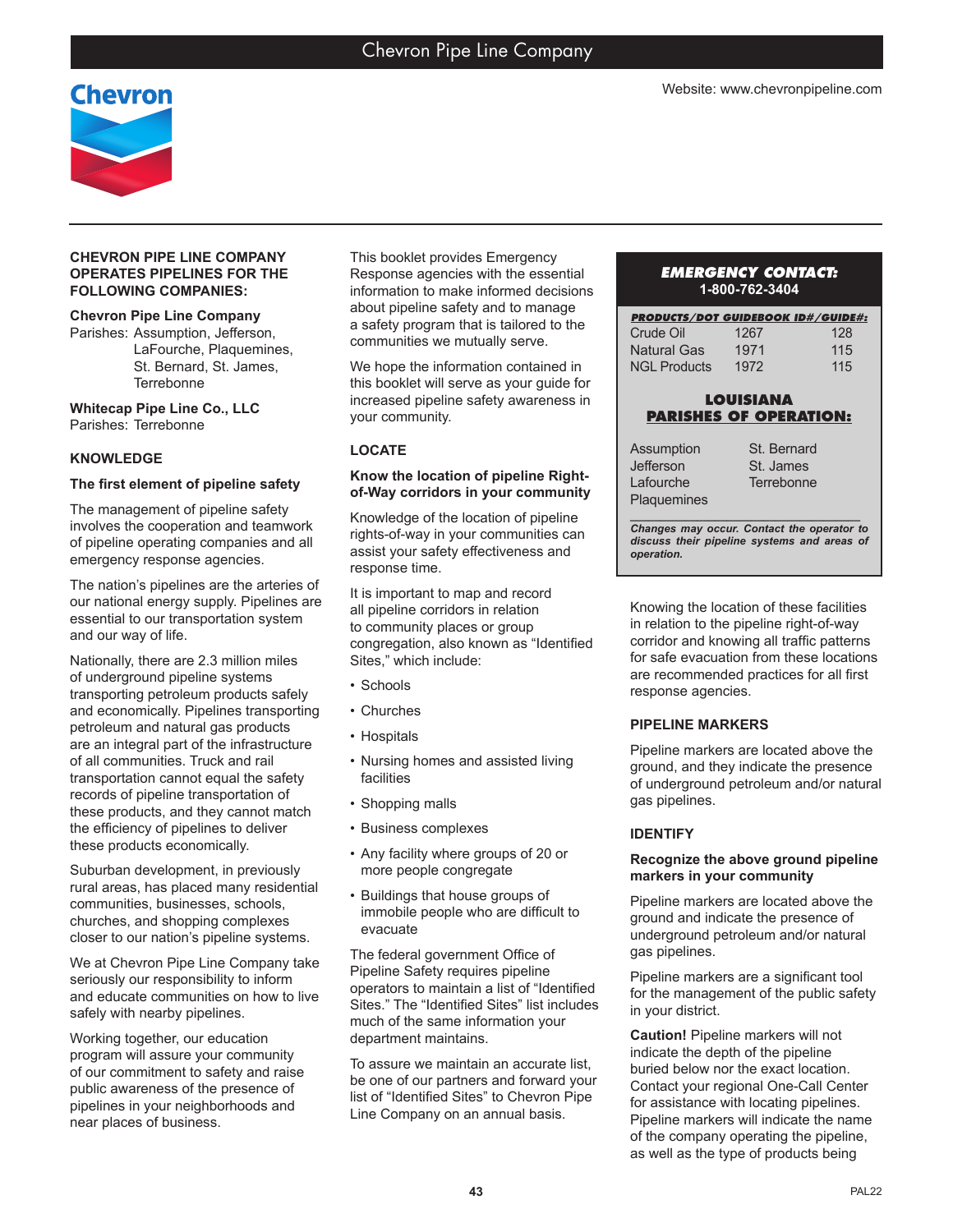# Chevron Pipe Line Company

Website: www.chevronpipeline.com

**CHEVRON PIPE LINE COMPANY OPERATES PIPELINES FOR THE FOLLOWING COMPANIES:**

**Chevron Pipe Line Company**
Parishes: Assumption, Jefferson, LaFourche, Plaquemines, St. Bernard, St. James, Terrebonne

**Whitecap Pipe Line Co., LLC**
Parishes: Terrebonne

## KNOWLEDGE

### The first element of pipeline safety

The management of pipeline safety involves the cooperation and teamwork of pipeline operating companies and all emergency response agencies.

The nation's pipelines are the arteries of our national energy supply. Pipelines are essential to our transportation system and our way of life.

Nationally, there are 2.3 million miles of underground pipeline systems transporting petroleum products safely and economically. Pipelines transporting petroleum and natural gas products are an integral part of the infrastructure of all communities. Truck and rail transportation cannot equal the safety records of pipeline transportation of these products, and they cannot match the efficiency of pipelines to deliver these products economically.

Suburban development, in previously rural areas, has placed many residential communities, businesses, schools, churches, and shopping complexes closer to our nation's pipeline systems.

We at Chevron Pipe Line Company take seriously our responsibility to inform and educate communities on how to live safely with nearby pipelines.

Working together, our education program will assure your community of our commitment to safety and raise public awareness of the presence of pipelines in your neighborhoods and near places of business.

This booklet provides Emergency Response agencies with the essential information to make informed decisions about pipeline safety and to manage a safety program that is tailored to the communities we mutually serve.

We hope the information contained in this booklet will serve as your guide for increased pipeline safety awareness in your community.

## LOCATE

### Know the location of pipeline Right-of-Way corridors in your community

Knowledge of the location of pipeline rights-of-way in your communities can assist your safety effectiveness and response time.

It is important to map and record all pipeline corridors in relation to community places or group congregation, also known as "Identified Sites," which include:

- Schools
- Churches
- Hospitals
- Nursing homes and assisted living facilities
- Shopping malls
- Business complexes
- Any facility where groups of 20 or more people congregate
- Buildings that house groups of immobile people who are difficult to evacuate

The federal government Office of Pipeline Safety requires pipeline operators to maintain a list of "Identified Sites." The "Identified Sites" list includes much of the same information your department maintains.

To assure we maintain an accurate list, be one of our partners and forward your list of "Identified Sites" to Chevron Pipe Line Company on an annual basis.

**EMERGENCY CONTACT:**
**1-800-762-3404**

**PRODUCTS/DOT GUIDEBOOK ID#/GUIDE#:**

| Product | ID# | Guide# |
|---|---|---|
| Crude Oil | 1267 | 128 |
| Natural Gas | 1971 | 115 |
| NGL Products | 1972 | 115 |

**LOUISIANA PARISHES OF OPERATION:**

| | |
|---|---|
| Assumption | St. Bernard |
| Jefferson | St. James |
| Lafourche | Terrebonne |
| Plaquemines | |

***Changes may occur. Contact the operator to discuss their pipeline systems and areas of operation.***

Knowing the location of these facilities in relation to the pipeline right-of-way corridor and knowing all traffic patterns for safe evacuation from these locations are recommended practices for all first response agencies.

## PIPELINE MARKERS

Pipeline markers are located above the ground, and they indicate the presence of underground petroleum and/or natural gas pipelines.

## IDENTIFY

### Recognize the above ground pipeline markers in your community

Pipeline markers are located above the ground and indicate the presence of underground petroleum and/or natural gas pipelines.

Pipeline markers are a significant tool for the management of the public safety in your district.

**Caution!** Pipeline markers will not indicate the depth of the pipeline buried below nor the exact location. Contact your regional One-Call Center for assistance with locating pipelines. Pipeline markers will indicate the name of the company operating the pipeline, as well as the type of products being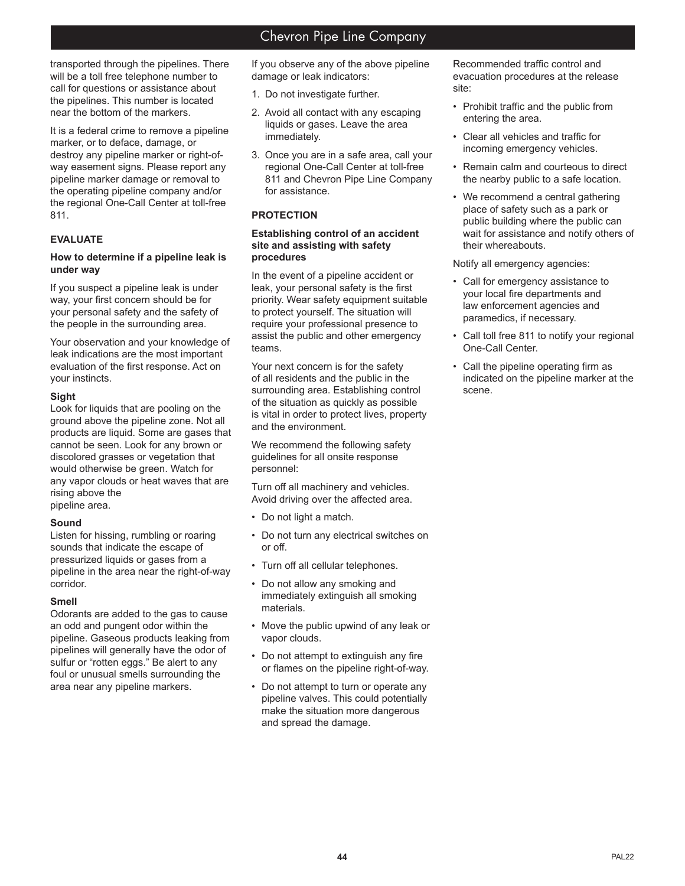transported through the pipelines. There will be a toll free telephone number to call for questions or assistance about the pipelines. This number is located near the bottom of the markers.

It is a federal crime to remove a pipeline marker, or to deface, damage, or destroy any pipeline marker or right-of-way easement signs. Please report any pipeline marker damage or removal to the operating pipeline company and/or the regional One-Call Center at toll-free 811.

## EVALUATE

### How to determine if a pipeline leak is under way

If you suspect a pipeline leak is under way, your first concern should be for your personal safety and the safety of the people in the surrounding area.

Your observation and your knowledge of leak indications are the most important evaluation of the first response. Act on your instincts.

**Sight**
Look for liquids that are pooling on the ground above the pipeline zone. Not all products are liquid. Some are gases that cannot be seen. Look for any brown or discolored grasses or vegetation that would otherwise be green. Watch for any vapor clouds or heat waves that are rising above the pipeline area.

**Sound**
Listen for hissing, rumbling or roaring sounds that indicate the escape of pressurized liquids or gases from a pipeline in the area near the right-of-way corridor.

**Smell**
Odorants are added to the gas to cause an odd and pungent odor within the pipeline. Gaseous products leaking from pipelines will generally have the odor of sulfur or “rotten eggs.” Be alert to any foul or unusual smells surrounding the area near any pipeline markers.

If you observe any of the above pipeline damage or leak indicators:

1. Do not investigate further.
2. Avoid all contact with any escaping liquids or gases. Leave the area immediately.
3. Once you are in a safe area, call your regional One-Call Center at toll-free 811 and Chevron Pipe Line Company for assistance.

## PROTECTION

### Establishing control of an accident site and assisting with safety procedures

In the event of a pipeline accident or leak, your personal safety is the first priority. Wear safety equipment suitable to protect yourself. The situation will require your professional presence to assist the public and other emergency teams.

Your next concern is for the safety of all residents and the public in the surrounding area. Establishing control of the situation as quickly as possible is vital in order to protect lives, property and the environment.

We recommend the following safety guidelines for all onsite response personnel:

Turn off all machinery and vehicles. Avoid driving over the affected area.

- Do not light a match.
- Do not turn any electrical switches on or off.
- Turn off all cellular telephones.
- Do not allow any smoking and immediately extinguish all smoking materials.
- Move the public upwind of any leak or vapor clouds.
- Do not attempt to extinguish any fire or flames on the pipeline right-of-way.
- Do not attempt to turn or operate any pipeline valves. This could potentially make the situation more dangerous and spread the damage.

Recommended traffic control and evacuation procedures at the release site:

- Prohibit traffic and the public from entering the area.
- Clear all vehicles and traffic for incoming emergency vehicles.
- Remain calm and courteous to direct the nearby public to a safe location.
- We recommend a central gathering place of safety such as a park or public building where the public can wait for assistance and notify others of their whereabouts.

Notify all emergency agencies:

- Call for emergency assistance to your local fire departments and law enforcement agencies and paramedics, if necessary.
- Call toll free 811 to notify your regional One-Call Center.
- Call the pipeline operating firm as indicated on the pipeline marker at the scene.